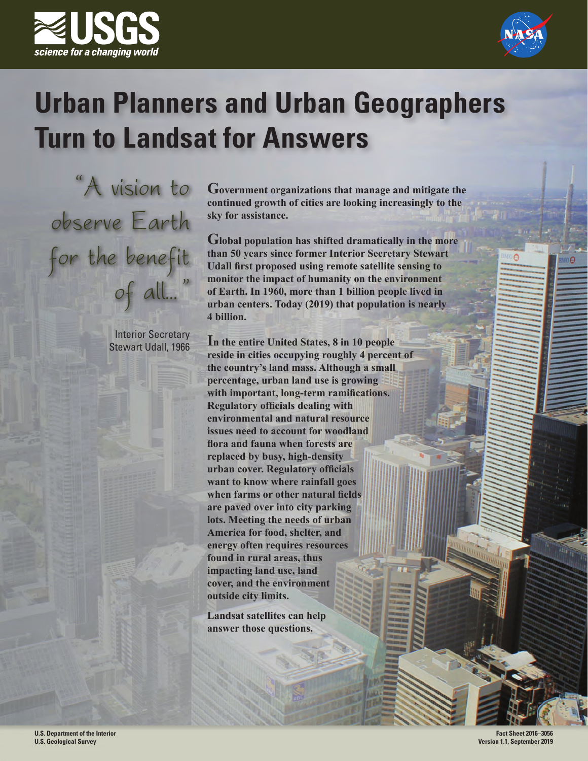# Urban Planners and Urban Geographers Turn to Landsat for Answers

"A vision to observe Earth for the benefit of all..."

Interior Secretary Stewart Udall, 1966

**Government organizations that manage and mitigate the continued growth of cities are looking increasingly to the sky for assistance.**

**Global population has shifted dramatically in the more than 50 years since former Interior Secretary Stewart Udall first proposed using remote satellite sensing to monitor the impact of humanity on the environment of Earth. In 1960, more than 1 billion people lived in urban centers. Today (2019) that population is nearly 4 billion.**

**In the entire United States, 8 in 10 people reside in cities occupying roughly 4 percent of the country's land mass. Although a small percentage, urban land use is growing with important, long-term ramifications. Regulatory officials dealing with environmental and natural resource issues need to account for woodland flora and fauna when forests are replaced by busy, high-density urban cover. Regulatory officials want to know where rainfall goes when farms or other natural fields are paved over into city parking lots. Meeting the needs of urban America for food, shelter, and energy often requires resources found in rural areas, thus impacting land use, land cover, and the environment outside city limits.**

**Landsat satellites can help answer those questions.**

U.S. Department of the Interior
U.S. Geological Survey

Fact Sheet 2016–3056
Version 1.1, September 2019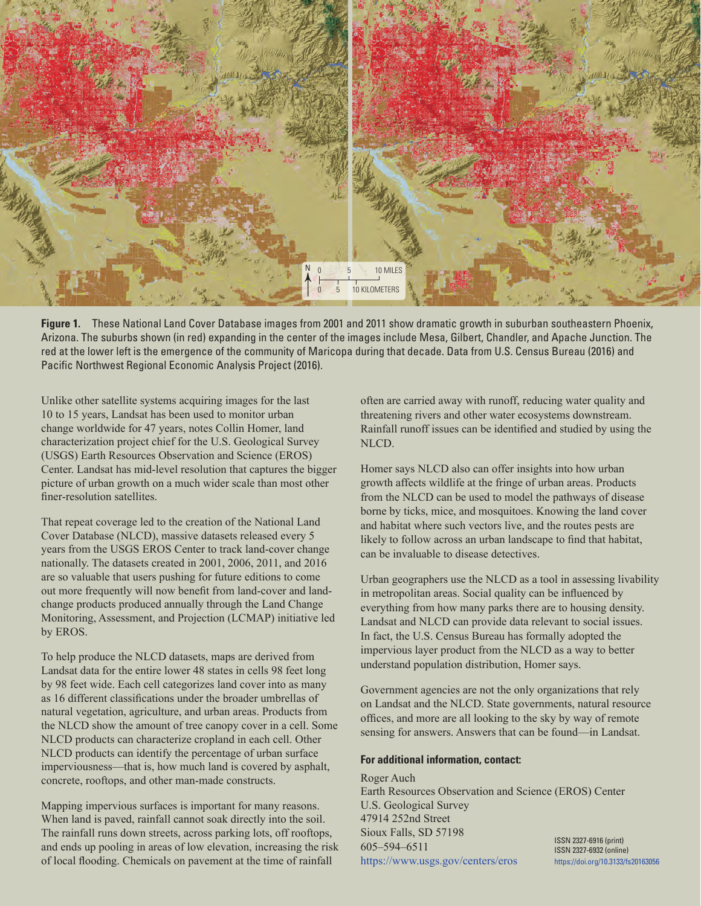N 0 5 10 MILES

0 5 10 KILOMETERS

**Figure 1.** These National Land Cover Database images from 2001 and 2011 show dramatic growth in suburban southeastern Phoenix, Arizona. The suburbs shown (in red) expanding in the center of the images include Mesa, Gilbert, Chandler, and Apache Junction. The red at the lower left is the emergence of the community of Maricopa during that decade. Data from U.S. Census Bureau (2016) and Pacific Northwest Regional Economic Analysis Project (2016).

Unlike other satellite systems acquiring images for the last 10 to 15 years, Landsat has been used to monitor urban change worldwide for 47 years, notes Collin Homer, land characterization project chief for the U.S. Geological Survey (USGS) Earth Resources Observation and Science (EROS) Center. Landsat has mid-level resolution that captures the bigger picture of urban growth on a much wider scale than most other finer-resolution satellites.

That repeat coverage led to the creation of the National Land Cover Database (NLCD), massive datasets released every 5 years from the USGS EROS Center to track land-cover change nationally. The datasets created in 2001, 2006, 2011, and 2016 are so valuable that users pushing for future editions to come out more frequently will now benefit from land-cover and land-change products produced annually through the Land Change Monitoring, Assessment, and Projection (LCMAP) initiative led by EROS.

To help produce the NLCD datasets, maps are derived from Landsat data for the entire lower 48 states in cells 98 feet long by 98 feet wide. Each cell categorizes land cover into as many as 16 different classifications under the broader umbrellas of natural vegetation, agriculture, and urban areas. Products from the NLCD show the amount of tree canopy cover in a cell. Some NLCD products can characterize cropland in each cell. Other NLCD products can identify the percentage of urban surface imperviousness—that is, how much land is covered by asphalt, concrete, rooftops, and other man-made constructs.

Mapping impervious surfaces is important for many reasons. When land is paved, rainfall cannot soak directly into the soil. The rainfall runs down streets, across parking lots, off rooftops, and ends up pooling in areas of low elevation, increasing the risk of local flooding. Chemicals on pavement at the time of rainfall often are carried away with runoff, reducing water quality and threatening rivers and other water ecosystems downstream. Rainfall runoff issues can be identified and studied by using the NLCD.

Homer says NLCD also can offer insights into how urban growth affects wildlife at the fringe of urban areas. Products from the NLCD can be used to model the pathways of disease borne by ticks, mice, and mosquitoes. Knowing the land cover and habitat where such vectors live, and the routes pests are likely to follow across an urban landscape to find that habitat, can be invaluable to disease detectives.

Urban geographers use the NLCD as a tool in assessing livability in metropolitan areas. Social quality can be influenced by everything from how many parks there are to housing density. Landsat and NLCD can provide data relevant to social issues. In fact, the U.S. Census Bureau has formally adopted the impervious layer product from the NLCD as a way to better understand population distribution, Homer says.

Government agencies are not the only organizations that rely on Landsat and the NLCD. State governments, natural resource offices, and more are all looking to the sky by way of remote sensing for answers. Answers that can be found—in Landsat.

**For additional information, contact:**

Roger Auch
Earth Resources Observation and Science (EROS) Center
U.S. Geological Survey
47914 252nd Street
Sioux Falls, SD 57198
605–594–6511
https://www.usgs.gov/centers/eros

ISSN 2327-6916 (print)
ISSN 2327-6932 (online)
https://doi.org/10.3133/fs20163056